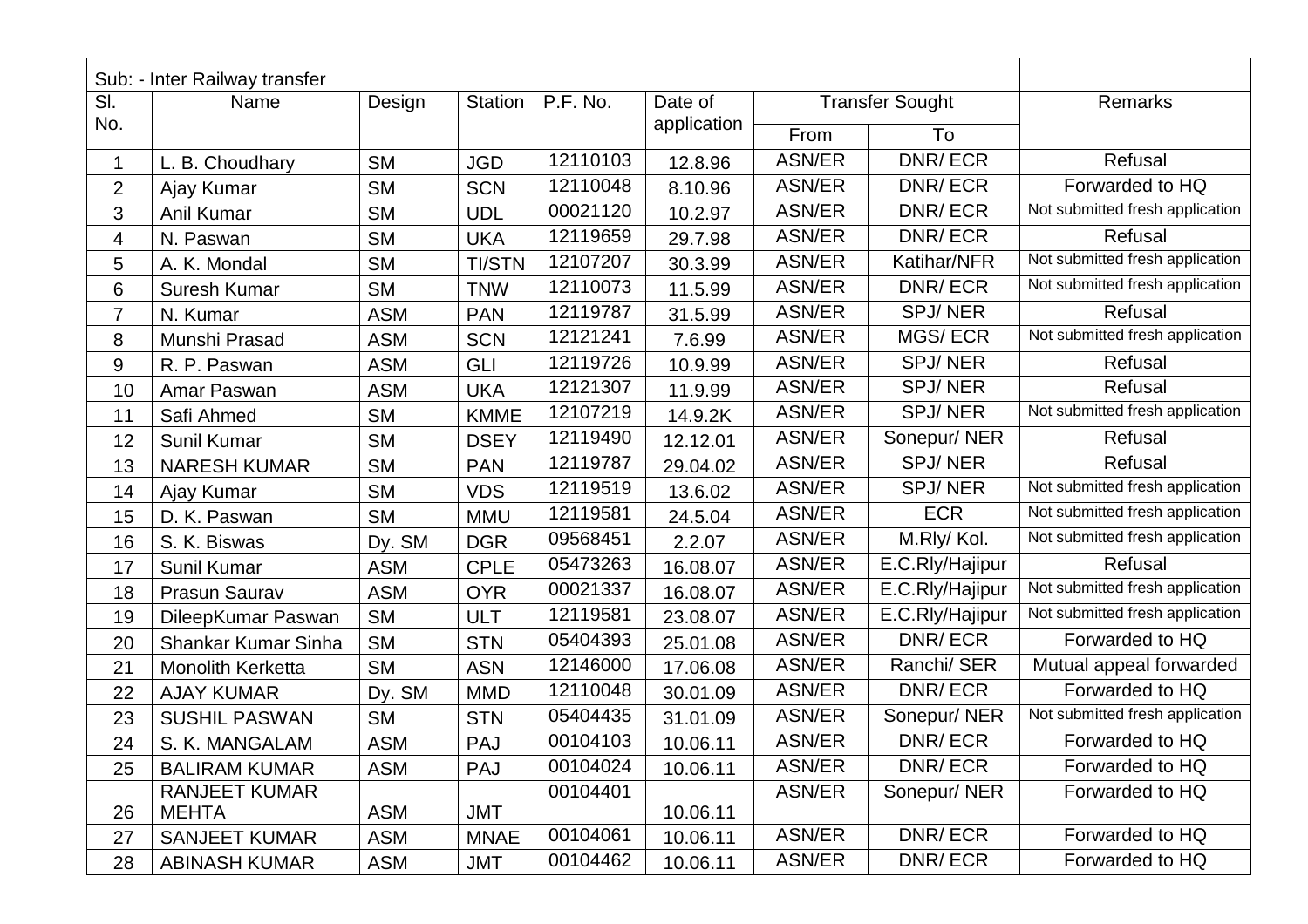Sub: - Inter Railway transfer

| Sl. No. | Name | Design | Station | P.F. No. | Date of application | Transfer Sought | | Remarks |
|---|---|---|---|---|---|---|---|---|
| | | | | | | From | To | |
| 1 | L. B. Choudhary | SM | JGD | 12110103 | 12.8.96 | ASN/ER | DNR/ ECR | Refusal |
| 2 | Ajay Kumar | SM | SCN | 12110048 | 8.10.96 | ASN/ER | DNR/ ECR | Forwarded to HQ |
| 3 | Anil Kumar | SM | UDL | 00021120 | 10.2.97 | ASN/ER | DNR/ ECR | Not submitted fresh application |
| 4 | N. Paswan | SM | UKA | 12119659 | 29.7.98 | ASN/ER | DNR/ ECR | Refusal |
| 5 | A. K. Mondal | SM | TI/STN | 12107207 | 30.3.99 | ASN/ER | Katihar/NFR | Not submitted fresh application |
| 6 | Suresh Kumar | SM | TNW | 12110073 | 11.5.99 | ASN/ER | DNR/ ECR | Not submitted fresh application |
| 7 | N. Kumar | ASM | PAN | 12119787 | 31.5.99 | ASN/ER | SPJ/ NER | Refusal |
| 8 | Munshi Prasad | ASM | SCN | 12121241 | 7.6.99 | ASN/ER | MGS/ ECR | Not submitted fresh application |
| 9 | R. P. Paswan | ASM | GLI | 12119726 | 10.9.99 | ASN/ER | SPJ/ NER | Refusal |
| 10 | Amar Paswan | ASM | UKA | 12121307 | 11.9.99 | ASN/ER | SPJ/ NER | Refusal |
| 11 | Safi Ahmed | SM | KMME | 12107219 | 14.9.2K | ASN/ER | SPJ/ NER | Not submitted fresh application |
| 12 | Sunil Kumar | SM | DSEY | 12119490 | 12.12.01 | ASN/ER | Sonepur/ NER | Refusal |
| 13 | NARESH KUMAR | SM | PAN | 12119787 | 29.04.02 | ASN/ER | SPJ/ NER | Refusal |
| 14 | Ajay Kumar | SM | VDS | 12119519 | 13.6.02 | ASN/ER | SPJ/ NER | Not submitted fresh application |
| 15 | D. K. Paswan | SM | MMU | 12119581 | 24.5.04 | ASN/ER | ECR | Not submitted fresh application |
| 16 | S. K. Biswas | Dy. SM | DGR | 09568451 | 2.2.07 | ASN/ER | M.Rly/ Kol. | Not submitted fresh application |
| 17 | Sunil Kumar | ASM | CPLE | 05473263 | 16.08.07 | ASN/ER | E.C.Rly/Hajipur | Refusal |
| 18 | Prasun Saurav | ASM | OYR | 00021337 | 16.08.07 | ASN/ER | E.C.Rly/Hajipur | Not submitted fresh application |
| 19 | DileepKumar Paswan | SM | ULT | 12119581 | 23.08.07 | ASN/ER | E.C.Rly/Hajipur | Not submitted fresh application |
| 20 | Shankar Kumar Sinha | SM | STN | 05404393 | 25.01.08 | ASN/ER | DNR/ ECR | Forwarded to HQ |
| 21 | Monolith Kerketta | SM | ASN | 12146000 | 17.06.08 | ASN/ER | Ranchi/ SER | Mutual appeal forwarded |
| 22 | AJAY KUMAR | Dy. SM | MMD | 12110048 | 30.01.09 | ASN/ER | DNR/ ECR | Forwarded to HQ |
| 23 | SUSHIL PASWAN | SM | STN | 05404435 | 31.01.09 | ASN/ER | Sonepur/ NER | Not submitted fresh application |
| 24 | S. K. MANGALAM | ASM | PAJ | 00104103 | 10.06.11 | ASN/ER | DNR/ ECR | Forwarded to HQ |
| 25 | BALIRAM KUMAR | ASM | PAJ | 00104024 | 10.06.11 | ASN/ER | DNR/ ECR | Forwarded to HQ |
| 26 | RANJEET KUMAR MEHTA | ASM | JMT | 00104401 | 10.06.11 | ASN/ER | Sonepur/ NER | Forwarded to HQ |
| 27 | SANJEET KUMAR | ASM | MNAE | 00104061 | 10.06.11 | ASN/ER | DNR/ ECR | Forwarded to HQ |
| 28 | ABINASH KUMAR | ASM | JMT | 00104462 | 10.06.11 | ASN/ER | DNR/ ECR | Forwarded to HQ |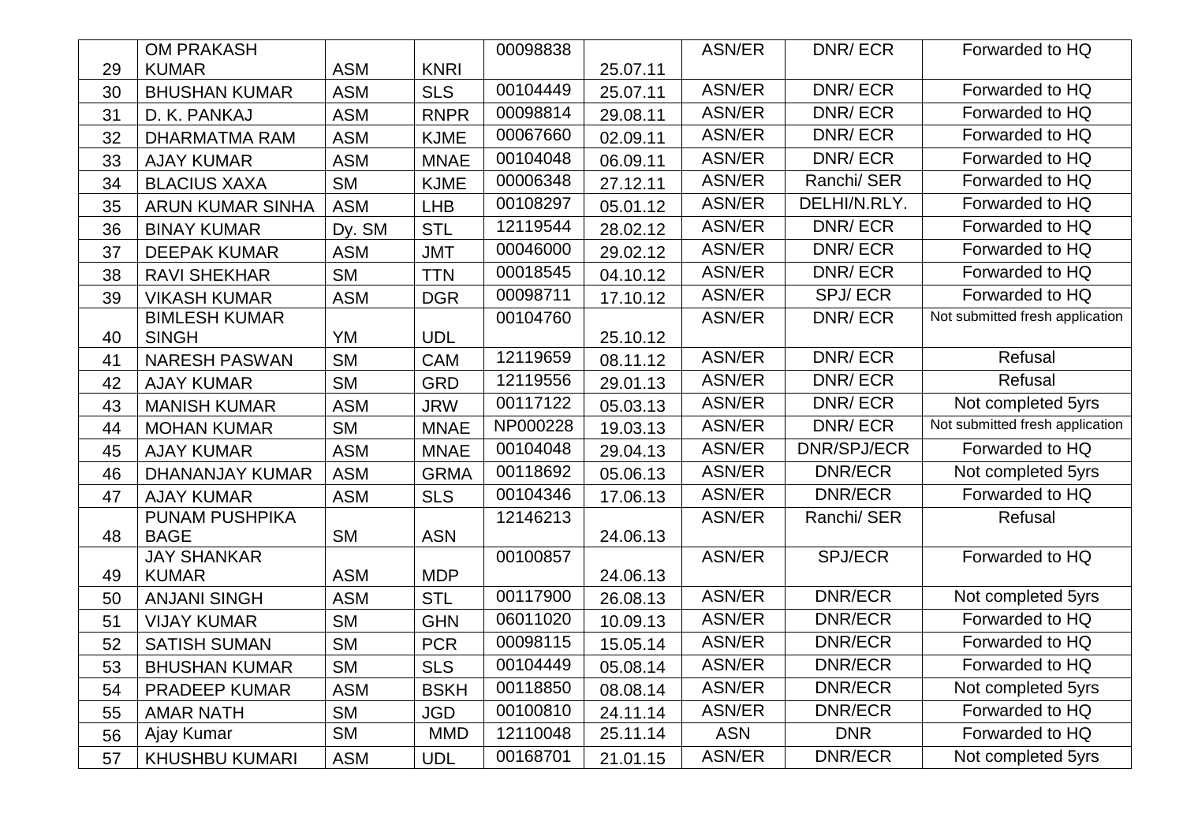| | | | | | | | | |
|---|---|---|---|---|---|---|---|---|
| 29 | OM PRAKASH KUMAR | ASM | KNRI | 00098838 | 25.07.11 | ASN/ER | DNR/ ECR | Forwarded to HQ |
| 30 | BHUSHAN KUMAR | ASM | SLS | 00104449 | 25.07.11 | ASN/ER | DNR/ ECR | Forwarded to HQ |
| 31 | D. K. PANKAJ | ASM | RNPR | 00098814 | 29.08.11 | ASN/ER | DNR/ ECR | Forwarded to HQ |
| 32 | DHARMATMA RAM | ASM | KJME | 00067660 | 02.09.11 | ASN/ER | DNR/ ECR | Forwarded to HQ |
| 33 | AJAY KUMAR | ASM | MNAE | 00104048 | 06.09.11 | ASN/ER | DNR/ ECR | Forwarded to HQ |
| 34 | BLACIUS XAXA | SM | KJME | 00006348 | 27.12.11 | ASN/ER | Ranchi/ SER | Forwarded to HQ |
| 35 | ARUN KUMAR SINHA | ASM | LHB | 00108297 | 05.01.12 | ASN/ER | DELHI/N.RLY. | Forwarded to HQ |
| 36 | BINAY KUMAR | Dy. SM | STL | 12119544 | 28.02.12 | ASN/ER | DNR/ ECR | Forwarded to HQ |
| 37 | DEEPAK KUMAR | ASM | JMT | 00046000 | 29.02.12 | ASN/ER | DNR/ ECR | Forwarded to HQ |
| 38 | RAVI SHEKHAR | SM | TTN | 00018545 | 04.10.12 | ASN/ER | DNR/ ECR | Forwarded to HQ |
| 39 | VIKASH KUMAR | ASM | DGR | 00098711 | 17.10.12 | ASN/ER | SPJ/ ECR | Forwarded to HQ |
| 40 | BIMLESH KUMAR SINGH | YM | UDL | 00104760 | 25.10.12 | ASN/ER | DNR/ ECR | Not submitted fresh application |
| 41 | NARESH PASWAN | SM | CAM | 12119659 | 08.11.12 | ASN/ER | DNR/ ECR | Refusal |
| 42 | AJAY KUMAR | SM | GRD | 12119556 | 29.01.13 | ASN/ER | DNR/ ECR | Refusal |
| 43 | MANISH KUMAR | ASM | JRW | 00117122 | 05.03.13 | ASN/ER | DNR/ ECR | Not completed 5yrs |
| 44 | MOHAN KUMAR | SM | MNAE | NP000228 | 19.03.13 | ASN/ER | DNR/ ECR | Not submitted fresh application |
| 45 | AJAY KUMAR | ASM | MNAE | 00104048 | 29.04.13 | ASN/ER | DNR/SPJ/ECR | Forwarded to HQ |
| 46 | DHANANJAY KUMAR | ASM | GRMA | 00118692 | 05.06.13 | ASN/ER | DNR/ECR | Not completed 5yrs |
| 47 | AJAY KUMAR | ASM | SLS | 00104346 | 17.06.13 | ASN/ER | DNR/ECR | Forwarded to HQ |
| 48 | PUNAM PUSHPIKA BAGE | SM | ASN | 12146213 | 24.06.13 | ASN/ER | Ranchi/ SER | Refusal |
| 49 | JAY SHANKAR KUMAR | ASM | MDP | 00100857 | 24.06.13 | ASN/ER | SPJ/ECR | Forwarded to HQ |
| 50 | ANJANI SINGH | ASM | STL | 00117900 | 26.08.13 | ASN/ER | DNR/ECR | Not completed 5yrs |
| 51 | VIJAY KUMAR | SM | GHN | 06011020 | 10.09.13 | ASN/ER | DNR/ECR | Forwarded to HQ |
| 52 | SATISH SUMAN | SM | PCR | 00098115 | 15.05.14 | ASN/ER | DNR/ECR | Forwarded to HQ |
| 53 | BHUSHAN KUMAR | SM | SLS | 00104449 | 05.08.14 | ASN/ER | DNR/ECR | Forwarded to HQ |
| 54 | PRADEEP KUMAR | ASM | BSKH | 00118850 | 08.08.14 | ASN/ER | DNR/ECR | Not completed 5yrs |
| 55 | AMAR NATH | SM | JGD | 00100810 | 24.11.14 | ASN/ER | DNR/ECR | Forwarded to HQ |
| 56 | Ajay Kumar | SM | MMD | 12110048 | 25.11.14 | ASN | DNR | Forwarded to HQ |
| 57 | KHUSHBU KUMARI | ASM | UDL | 00168701 | 21.01.15 | ASN/ER | DNR/ECR | Not completed 5yrs |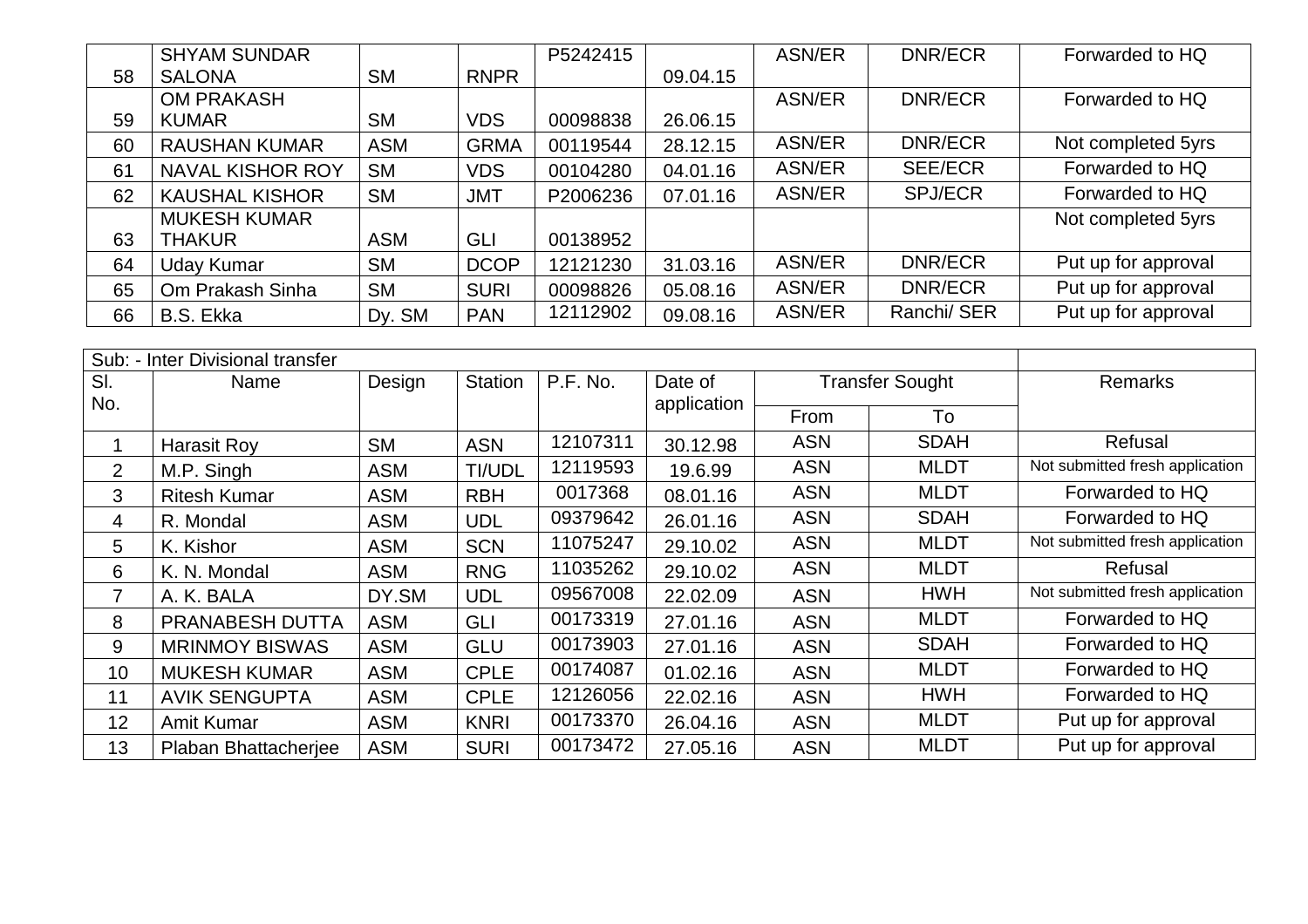| | | | | | | | | |
|---|---|---|---|---|---|---|---|---|
| 58 | SHYAM SUNDAR SALONA | SM | RNPR | P5242415 | 09.04.15 | ASN/ER | DNR/ECR | Forwarded to HQ |
| 59 | OM PRAKASH KUMAR | SM | VDS | 00098838 | 26.06.15 | ASN/ER | DNR/ECR | Forwarded to HQ |
| 60 | RAUSHAN KUMAR | ASM | GRMA | 00119544 | 28.12.15 | ASN/ER | DNR/ECR | Not completed 5yrs |
| 61 | NAVAL KISHOR ROY | SM | VDS | 00104280 | 04.01.16 | ASN/ER | SEE/ECR | Forwarded to HQ |
| 62 | KAUSHAL KISHOR | SM | JMT | P2006236 | 07.01.16 | ASN/ER | SPJ/ECR | Forwarded to HQ |
| 63 | MUKESH KUMAR THAKUR | ASM | GLI | 00138952 | | | | Not completed 5yrs |
| 64 | Uday Kumar | SM | DCOP | 12121230 | 31.03.16 | ASN/ER | DNR/ECR | Put up for approval |
| 65 | Om Prakash Sinha | SM | SURI | 00098826 | 05.08.16 | ASN/ER | DNR/ECR | Put up for approval |
| 66 | B.S. Ekka | Dy. SM | PAN | 12112902 | 09.08.16 | ASN/ER | Ranchi/ SER | Put up for approval |

| Sub: - Inter Divisional transfer | | | | | | | | |
|---|---|---|---|---|---|---|---|---|
| Sl. No. | Name | Design | Station | P.F. No. | Date of application | Transfer Sought | | Remarks |
| | | | | | | From | To | |
| 1 | Harasit Roy | SM | ASN | 12107311 | 30.12.98 | ASN | SDAH | Refusal |
| 2 | M.P. Singh | ASM | TI/UDL | 12119593 | 19.6.99 | ASN | MLDT | Not submitted fresh application |
| 3 | Ritesh Kumar | ASM | RBH | 0017368 | 08.01.16 | ASN | MLDT | Forwarded to HQ |
| 4 | R. Mondal | ASM | UDL | 09379642 | 26.01.16 | ASN | SDAH | Forwarded to HQ |
| 5 | K. Kishor | ASM | SCN | 11075247 | 29.10.02 | ASN | MLDT | Not submitted fresh application |
| 6 | K. N. Mondal | ASM | RNG | 11035262 | 29.10.02 | ASN | MLDT | Refusal |
| 7 | A. K. BALA | DY.SM | UDL | 09567008 | 22.02.09 | ASN | HWH | Not submitted fresh application |
| 8 | PRANABESH DUTTA | ASM | GLI | 00173319 | 27.01.16 | ASN | MLDT | Forwarded to HQ |
| 9 | MRINMOY BISWAS | ASM | GLU | 00173903 | 27.01.16 | ASN | SDAH | Forwarded to HQ |
| 10 | MUKESH KUMAR | ASM | CPLE | 00174087 | 01.02.16 | ASN | MLDT | Forwarded to HQ |
| 11 | AVIK SENGUPTA | ASM | CPLE | 12126056 | 22.02.16 | ASN | HWH | Forwarded to HQ |
| 12 | Amit Kumar | ASM | KNRI | 00173370 | 26.04.16 | ASN | MLDT | Put up for approval |
| 13 | Plaban Bhattacherjee | ASM | SURI | 00173472 | 27.05.16 | ASN | MLDT | Put up for approval |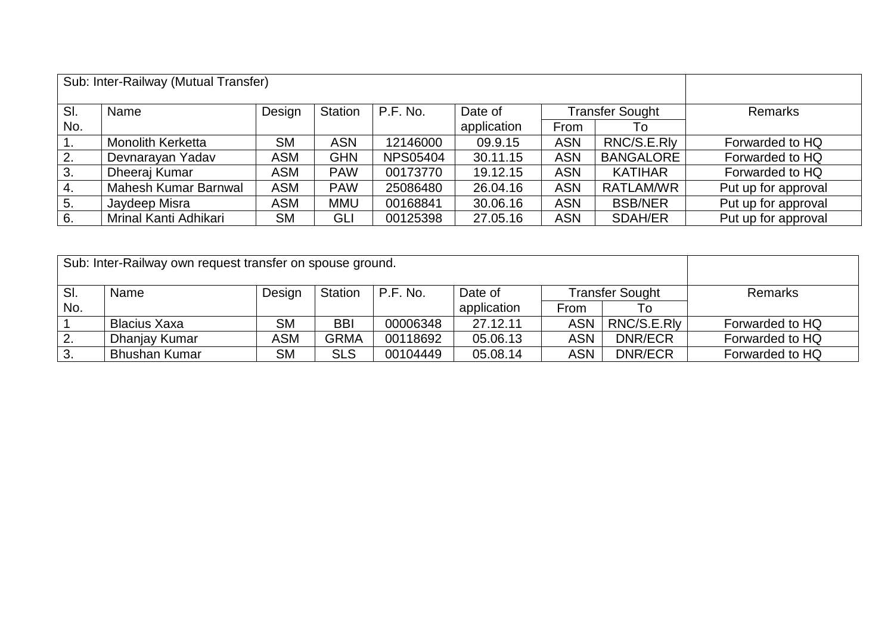| Sub: Inter-Railway (Mutual Transfer) | | | | | | | | |
|---|---|---|---|---|---|---|---|---|
| Sl. No. | Name | Design | Station | P.F. No. | Date of application | Transfer Sought | | Remarks |
| | | | | | | From | To | |
| 1. | Monolith Kerketta | SM | ASN | 12146000 | 09.9.15 | ASN | RNC/S.E.Rly | Forwarded to HQ |
| 2. | Devnarayan Yadav | ASM | GHN | NPS05404 | 30.11.15 | ASN | BANGALORE | Forwarded to HQ |
| 3. | Dheeraj Kumar | ASM | PAW | 00173770 | 19.12.15 | ASN | KATIHAR | Forwarded to HQ |
| 4. | Mahesh Kumar Barnwal | ASM | PAW | 25086480 | 26.04.16 | ASN | RATLAM/WR | Put up for approval |
| 5. | Jaydeep Misra | ASM | MMU | 00168841 | 30.06.16 | ASN | BSB/NER | Put up for approval |
| 6. | Mrinal Kanti Adhikari | SM | GLI | 00125398 | 27.05.16 | ASN | SDAH/ER | Put up for approval |

| Sub: Inter-Railway own request transfer on spouse ground. | | | | | | | | |
|---|---|---|---|---|---|---|---|---|
| Sl. No. | Name | Design | Station | P.F. No. | Date of application | Transfer Sought | | Remarks |
| | | | | | | From | To | |
| 1 | Blacius Xaxa | SM | BBI | 00006348 | 27.12.11 | ASN | RNC/S.E.Rly | Forwarded to HQ |
| 2. | Dhanjay Kumar | ASM | GRMA | 00118692 | 05.06.13 | ASN | DNR/ECR | Forwarded to HQ |
| 3. | Bhushan Kumar | SM | SLS | 00104449 | 05.08.14 | ASN | DNR/ECR | Forwarded to HQ |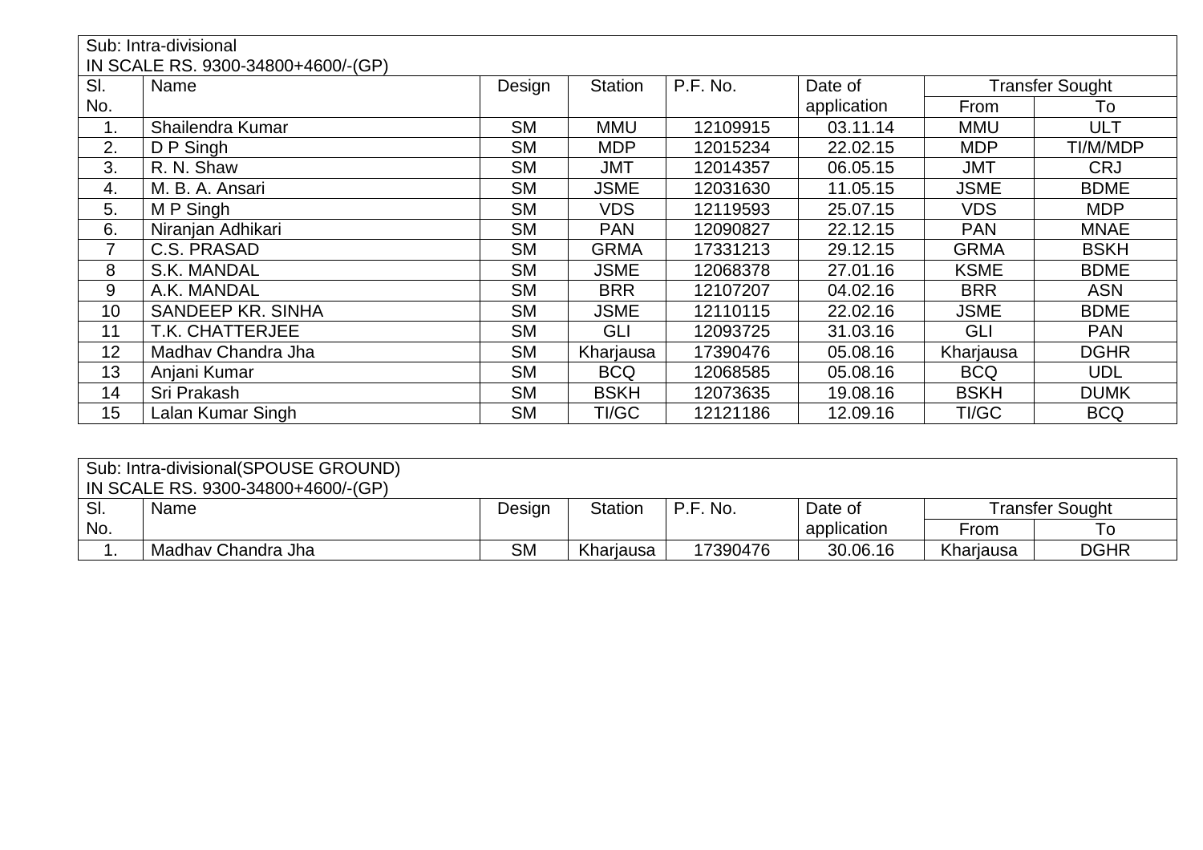| Sub: Intra-divisional<br>IN SCALE RS. 9300-34800+4600/-(GP) | | | | | | | |
|---|---|---|---|---|---|---|---|
| Sl. No. | Name | Design | Station | P.F. No. | Date of application | Transfer Sought | |
| | | | | | | From | To |
| 1. | Shailendra Kumar | SM | MMU | 12109915 | 03.11.14 | MMU | ULT |
| 2. | D P Singh | SM | MDP | 12015234 | 22.02.15 | MDP | TI/M/MDP |
| 3. | R. N. Shaw | SM | JMT | 12014357 | 06.05.15 | JMT | CRJ |
| 4. | M. B. A. Ansari | SM | JSME | 12031630 | 11.05.15 | JSME | BDME |
| 5. | M P Singh | SM | VDS | 12119593 | 25.07.15 | VDS | MDP |
| 6. | Niranjan Adhikari | SM | PAN | 12090827 | 22.12.15 | PAN | MNAE |
| 7 | C.S. PRASAD | SM | GRMA | 17331213 | 29.12.15 | GRMA | BSKH |
| 8 | S.K. MANDAL | SM | JSME | 12068378 | 27.01.16 | KSME | BDME |
| 9 | A.K. MANDAL | SM | BRR | 12107207 | 04.02.16 | BRR | ASN |
| 10 | SANDEEP KR. SINHA | SM | JSME | 12110115 | 22.02.16 | JSME | BDME |
| 11 | T.K. CHATTERJEE | SM | GLI | 12093725 | 31.03.16 | GLI | PAN |
| 12 | Madhav Chandra Jha | SM | Kharjausa | 17390476 | 05.08.16 | Kharjausa | DGHR |
| 13 | Anjani Kumar | SM | BCQ | 12068585 | 05.08.16 | BCQ | UDL |
| 14 | Sri Prakash | SM | BSKH | 12073635 | 19.08.16 | BSKH | DUMK |
| 15 | Lalan Kumar Singh | SM | TI/GC | 12121186 | 12.09.16 | TI/GC | BCQ |

| Sub: Intra-divisional(SPOUSE GROUND)<br>IN SCALE RS. 9300-34800+4600/-(GP) | | | | | | | |
|---|---|---|---|---|---|---|---|
| Sl. No. | Name | Design | Station | P.F. No. | Date of application | Transfer Sought | |
| | | | | | | From | To |
| 1. | Madhav Chandra Jha | SM | Kharjausa | 17390476 | 30.06.16 | Kharjausa | DGHR |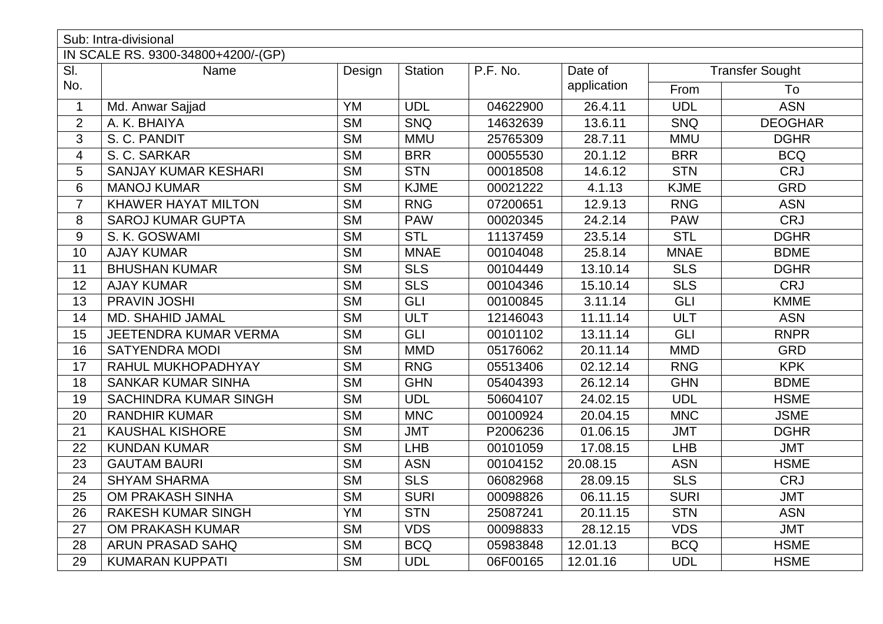Sub: Intra-divisional

IN SCALE RS. 9300-34800+4200/-(GP)

| Sl. No. | Name | Design | Station | P.F. No. | Date of application | Transfer Sought | |
|---|---|---|---|---|---|---|---|
| | | | | | | From | To |
| 1 | Md. Anwar Sajjad | YM | UDL | 04622900 | 26.4.11 | UDL | ASN |
| 2 | A. K. BHAIYA | SM | SNQ | 14632639 | 13.6.11 | SNQ | DEOGHAR |
| 3 | S. C. PANDIT | SM | MMU | 25765309 | 28.7.11 | MMU | DGHR |
| 4 | S. C. SARKAR | SM | BRR | 00055530 | 20.1.12 | BRR | BCQ |
| 5 | SANJAY KUMAR KESHARI | SM | STN | 00018508 | 14.6.12 | STN | CRJ |
| 6 | MANOJ KUMAR | SM | KJME | 00021222 | 4.1.13 | KJME | GRD |
| 7 | KHAWER HAYAT MILTON | SM | RNG | 07200651 | 12.9.13 | RNG | ASN |
| 8 | SAROJ KUMAR GUPTA | SM | PAW | 00020345 | 24.2.14 | PAW | CRJ |
| 9 | S. K. GOSWAMI | SM | STL | 11137459 | 23.5.14 | STL | DGHR |
| 10 | AJAY KUMAR | SM | MNAE | 00104048 | 25.8.14 | MNAE | BDME |
| 11 | BHUSHAN KUMAR | SM | SLS | 00104449 | 13.10.14 | SLS | DGHR |
| 12 | AJAY KUMAR | SM | SLS | 00104346 | 15.10.14 | SLS | CRJ |
| 13 | PRAVIN JOSHI | SM | GLI | 00100845 | 3.11.14 | GLI | KMME |
| 14 | MD. SHAHID JAMAL | SM | ULT | 12146043 | 11.11.14 | ULT | ASN |
| 15 | JEETENDRA KUMAR VERMA | SM | GLI | 00101102 | 13.11.14 | GLI | RNPR |
| 16 | SATYENDRA MODI | SM | MMD | 05176062 | 20.11.14 | MMD | GRD |
| 17 | RAHUL MUKHOPADHYAY | SM | RNG | 05513406 | 02.12.14 | RNG | KPK |
| 18 | SANKAR KUMAR SINHA | SM | GHN | 05404393 | 26.12.14 | GHN | BDME |
| 19 | SACHINDRA KUMAR SINGH | SM | UDL | 50604107 | 24.02.15 | UDL | HSME |
| 20 | RANDHIR KUMAR | SM | MNC | 00100924 | 20.04.15 | MNC | JSME |
| 21 | KAUSHAL KISHORE | SM | JMT | P2006236 | 01.06.15 | JMT | DGHR |
| 22 | KUNDAN KUMAR | SM | LHB | 00101059 | 17.08.15 | LHB | JMT |
| 23 | GAUTAM BAURI | SM | ASN | 00104152 | 20.08.15 | ASN | HSME |
| 24 | SHYAM SHARMA | SM | SLS | 06082968 | 28.09.15 | SLS | CRJ |
| 25 | OM PRAKASH SINHA | SM | SURI | 00098826 | 06.11.15 | SURI | JMT |
| 26 | RAKESH KUMAR SINGH | YM | STN | 25087241 | 20.11.15 | STN | ASN |
| 27 | OM PRAKASH KUMAR | SM | VDS | 00098833 | 28.12.15 | VDS | JMT |
| 28 | ARUN PRASAD SAHQ | SM | BCQ | 05983848 | 12.01.13 | BCQ | HSME |
| 29 | KUMARAN KUPPATI | SM | UDL | 06F00165 | 12.01.16 | UDL | HSME |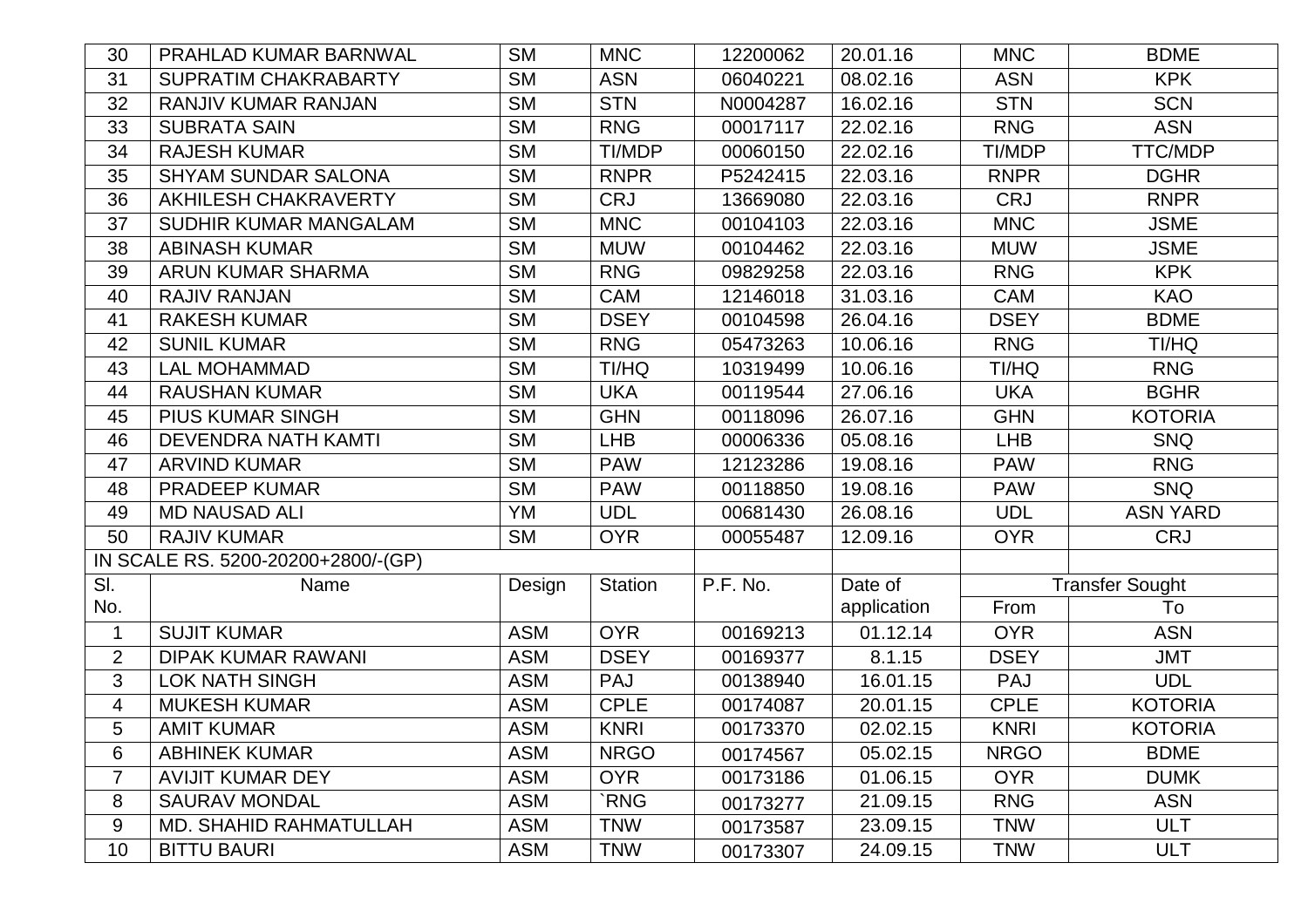| 30 | PRAHLAD KUMAR BARNWAL | SM | MNC | 12200062 | 20.01.16 | MNC | BDME |
|---|---|---|---|---|---|---|---|
| 31 | SUPRATIM CHAKRABARTY | SM | ASN | 06040221 | 08.02.16 | ASN | KPK |
| 32 | RANJIV KUMAR RANJAN | SM | STN | N0004287 | 16.02.16 | STN | SCN |
| 33 | SUBRATA SAIN | SM | RNG | 00017117 | 22.02.16 | RNG | ASN |
| 34 | RAJESH KUMAR | SM | TI/MDP | 00060150 | 22.02.16 | TI/MDP | TTC/MDP |
| 35 | SHYAM SUNDAR SALONA | SM | RNPR | P5242415 | 22.03.16 | RNPR | DGHR |
| 36 | AKHILESH CHAKRAVERTY | SM | CRJ | 13669080 | 22.03.16 | CRJ | RNPR |
| 37 | SUDHIR KUMAR MANGALAM | SM | MNC | 00104103 | 22.03.16 | MNC | JSME |
| 38 | ABINASH KUMAR | SM | MUW | 00104462 | 22.03.16 | MUW | JSME |
| 39 | ARUN KUMAR SHARMA | SM | RNG | 09829258 | 22.03.16 | RNG | KPK |
| 40 | RAJIV RANJAN | SM | CAM | 12146018 | 31.03.16 | CAM | KAO |
| 41 | RAKESH KUMAR | SM | DSEY | 00104598 | 26.04.16 | DSEY | BDME |
| 42 | SUNIL KUMAR | SM | RNG | 05473263 | 10.06.16 | RNG | TI/HQ |
| 43 | LAL MOHAMMAD | SM | TI/HQ | 10319499 | 10.06.16 | TI/HQ | RNG |
| 44 | RAUSHAN KUMAR | SM | UKA | 00119544 | 27.06.16 | UKA | BGHR |
| 45 | PIUS KUMAR SINGH | SM | GHN | 00118096 | 26.07.16 | GHN | KOTORIA |
| 46 | DEVENDRA NATH KAMTI | SM | LHB | 00006336 | 05.08.16 | LHB | SNQ |
| 47 | ARVIND KUMAR | SM | PAW | 12123286 | 19.08.16 | PAW | RNG |
| 48 | PRADEEP KUMAR | SM | PAW | 00118850 | 19.08.16 | PAW | SNQ |
| 49 | MD NAUSAD ALI | YM | UDL | 00681430 | 26.08.16 | UDL | ASN YARD |
| 50 | RAJIV KUMAR | SM | OYR | 00055487 | 12.09.16 | OYR | CRJ |

IN SCALE RS. 5200-20200+2800/-(GP)

| Sl. No. | Name | Design | Station | P.F. No. | Date of application | Transfer Sought | |
|---|---|---|---|---|---|---|---|
| | | | | | | From | To |
| 1 | SUJIT KUMAR | ASM | OYR | 00169213 | 01.12.14 | OYR | ASN |
| 2 | DIPAK KUMAR RAWANI | ASM | DSEY | 00169377 | 8.1.15 | DSEY | JMT |
| 3 | LOK NATH SINGH | ASM | PAJ | 00138940 | 16.01.15 | PAJ | UDL |
| 4 | MUKESH KUMAR | ASM | CPLE | 00174087 | 20.01.15 | CPLE | KOTORIA |
| 5 | AMIT KUMAR | ASM | KNRI | 00173370 | 02.02.15 | KNRI | KOTORIA |
| 6 | ABHINEK KUMAR | ASM | NRGO | 00174567 | 05.02.15 | NRGO | BDME |
| 7 | AVIJIT KUMAR DEY | ASM | OYR | 00173186 | 01.06.15 | OYR | DUMK |
| 8 | SAURAV MONDAL | ASM | `RNG | 00173277 | 21.09.15 | RNG | ASN |
| 9 | MD. SHAHID RAHMATULLAH | ASM | TNW | 00173587 | 23.09.15 | TNW | ULT |
| 10 | BITTU BAURI | ASM | TNW | 00173307 | 24.09.15 | TNW | ULT |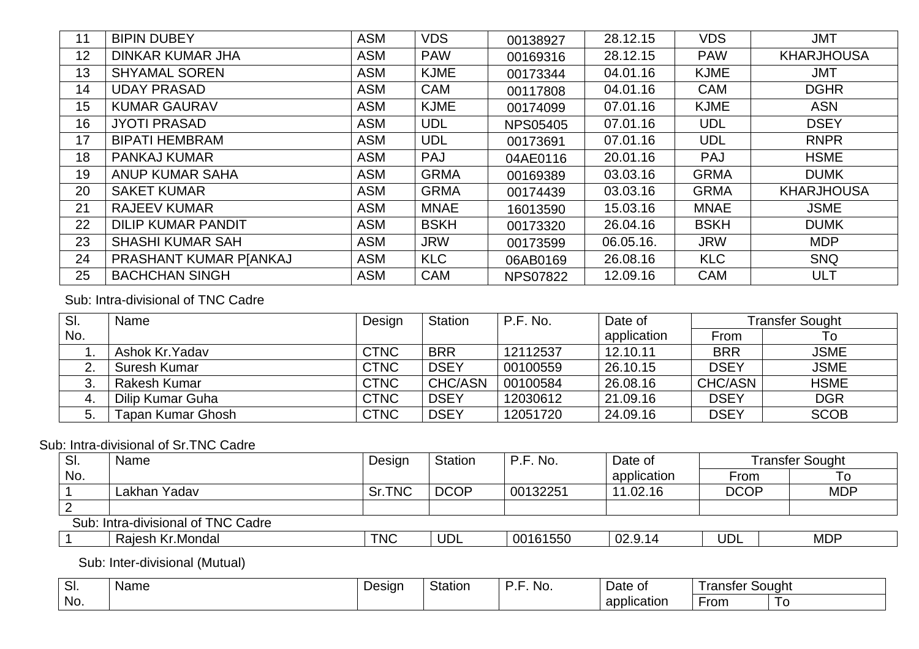| | | | | | | | |
|---|---|---|---|---|---|---|---|
| 11 | BIPIN DUBEY | ASM | VDS | 00138927 | 28.12.15 | VDS | JMT |
| 12 | DINKAR KUMAR JHA | ASM | PAW | 00169316 | 28.12.15 | PAW | KHARJHOUSA |
| 13 | SHYAMAL SOREN | ASM | KJME | 00173344 | 04.01.16 | KJME | JMT |
| 14 | UDAY PRASAD | ASM | CAM | 00117808 | 04.01.16 | CAM | DGHR |
| 15 | KUMAR GAURAV | ASM | KJME | 00174099 | 07.01.16 | KJME | ASN |
| 16 | JYOTI PRASAD | ASM | UDL | NPS05405 | 07.01.16 | UDL | DSEY |
| 17 | BIPATI HEMBRAM | ASM | UDL | 00173691 | 07.01.16 | UDL | RNPR |
| 18 | PANKAJ KUMAR | ASM | PAJ | 04AE0116 | 20.01.16 | PAJ | HSME |
| 19 | ANUP KUMAR SAHA | ASM | GRMA | 00169389 | 03.03.16 | GRMA | DUMK |
| 20 | SAKET KUMAR | ASM | GRMA | 00174439 | 03.03.16 | GRMA | KHARJHOUSA |
| 21 | RAJEEV KUMAR | ASM | MNAE | 16013590 | 15.03.16 | MNAE | JSME |
| 22 | DILIP KUMAR PANDIT | ASM | BSKH | 00173320 | 26.04.16 | BSKH | DUMK |
| 23 | SHASHI KUMAR SAH | ASM | JRW | 00173599 | 06.05.16. | JRW | MDP |
| 24 | PRASHANT KUMAR P[ANKAJ | ASM | KLC | 06AB0169 | 26.08.16 | KLC | SNQ |
| 25 | BACHCHAN SINGH | ASM | CAM | NPS07822 | 12.09.16 | CAM | ULT |

Sub: Intra-divisional of TNC Cadre

| Sl. No. | Name | Design | Station | P.F. No. | Date of application | Transfer Sought | |
|---|---|---|---|---|---|---|---|
| | | | | | | From | To |
| 1. | Ashok Kr.Yadav | CTNC | BRR | 12112537 | 12.10.11 | BRR | JSME |
| 2. | Suresh Kumar | CTNC | DSEY | 00100559 | 26.10.15 | DSEY | JSME |
| 3. | Rakesh Kumar | CTNC | CHC/ASN | 00100584 | 26.08.16 | CHC/ASN | HSME |
| 4. | Dilip Kumar Guha | CTNC | DSEY | 12030612 | 21.09.16 | DSEY | DGR |
| 5. | Tapan Kumar Ghosh | CTNC | DSEY | 12051720 | 24.09.16 | DSEY | SCOB |

Sub: Intra-divisional of Sr.TNC Cadre

| Sl. No. | Name | Design | Station | P.F. No. | Date of application | Transfer Sought | |
|---|---|---|---|---|---|---|---|
| | | | | | | From | To |
| 1 | Lakhan Yadav | Sr.TNC | DCOP | 00132251 | 11.02.16 | DCOP | MDP |
| 2 | | | | | | | |

Sub: Intra-divisional of TNC Cadre

| | | | | | | | |
|---|---|---|---|---|---|---|---|
| 1 | Rajesh Kr.Mondal | TNC | UDL | 00161550 | 02.9.14 | UDL | MDP |

Sub: Inter-divisional (Mutual)

| Sl. No. | Name | Design | Station | P.F. No. | Date of application | Transfer Sought | |
|---|---|---|---|---|---|---|---|
| | | | | | | From | To |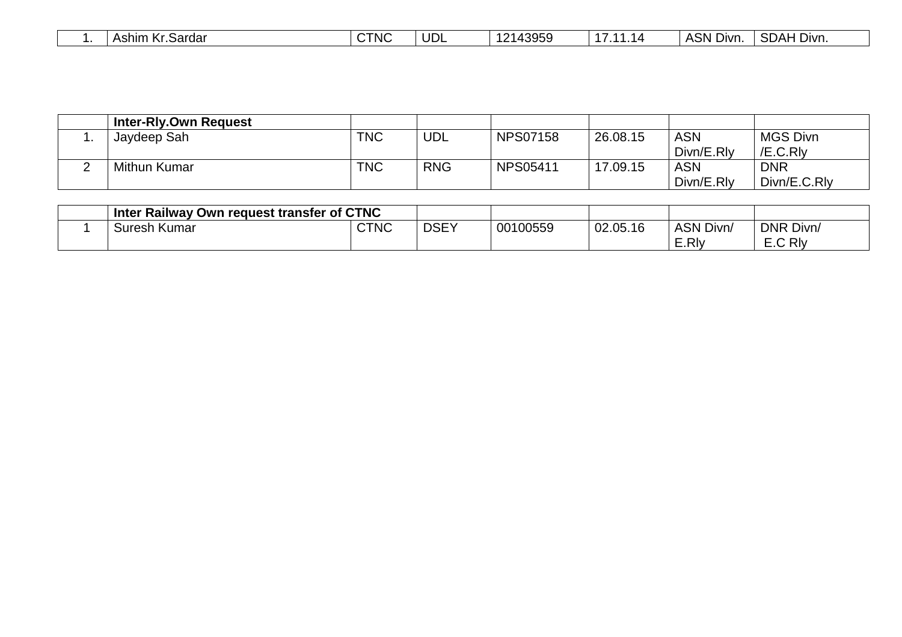| | | | | | | | |
|---|---|---|---|---|---|---|---|
| 1. | Ashim Kr.Sardar | CTNC | UDL | 12143959 | 17.11.14 | ASN Divn. | SDAH Divn. |

| | **Inter-Rly.Own Request** | | | | | | |
|---|---|---|---|---|---|---|---|
| 1. | Jaydeep Sah | TNC | UDL | NPS07158 | 26.08.15 | ASN Divn/E.Rly | MGS Divn /E.C.Rly |
| 2 | Mithun Kumar | TNC | RNG | NPS05411 | 17.09.15 | ASN Divn/E.Rly | DNR Divn/E.C.Rly |

| | **Inter Railway Own request transfer of CTNC** | | | | | | |
|---|---|---|---|---|---|---|---|
| 1 | Suresh Kumar | CTNC | DSEY | 00100559 | 02.05.16 | ASN Divn/ E.Rly | DNR Divn/ E.C Rly |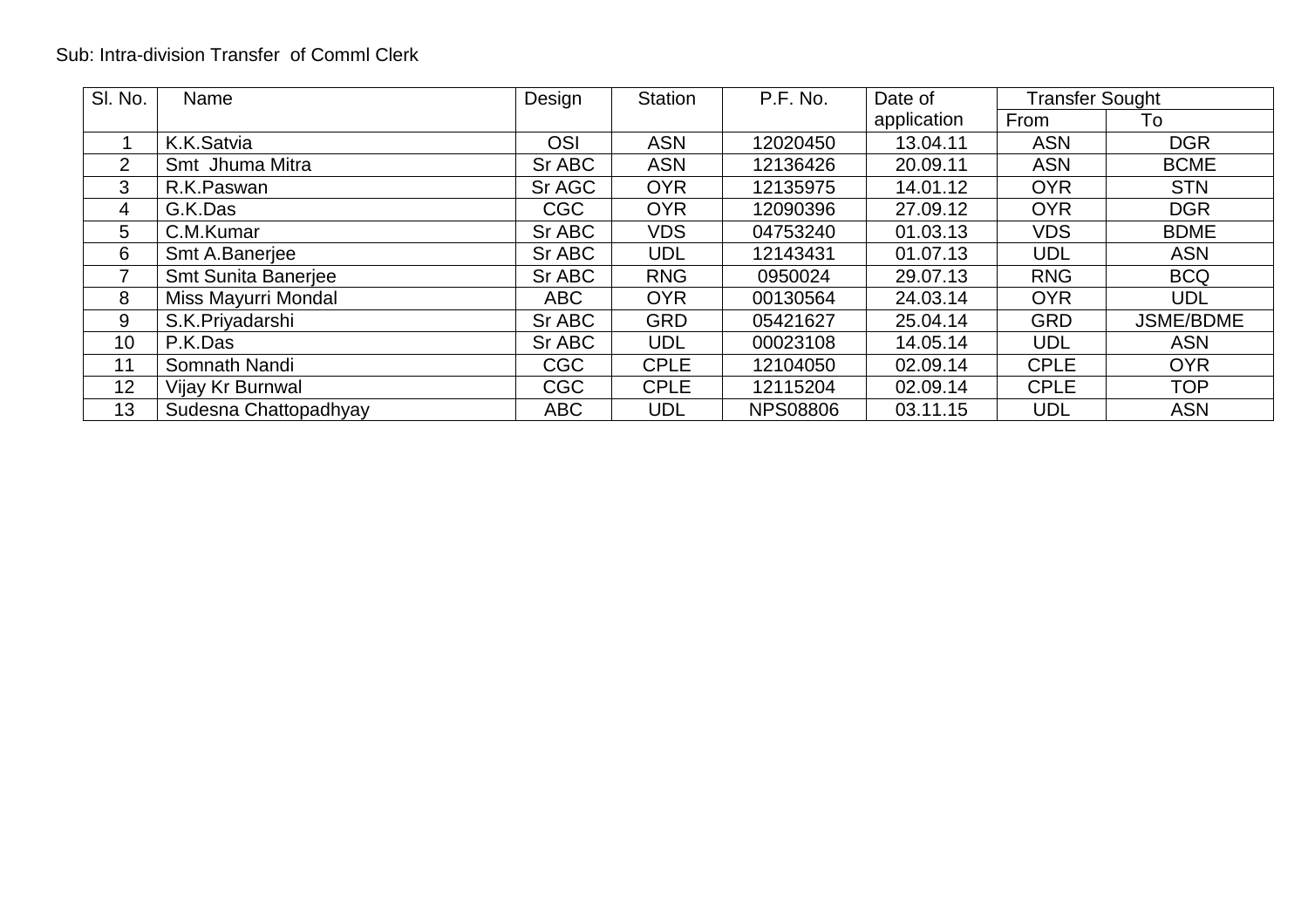Sub: Intra-division Transfer of Comml Clerk

| Sl. No. | Name | Design | Station | P.F. No. | Date of application | Transfer Sought | |
|---|---|---|---|---|---|---|---|
| | | | | | | From | To |
| 1 | K.K.Satvia | OSI | ASN | 12020450 | 13.04.11 | ASN | DGR |
| 2 | Smt Jhuma Mitra | Sr ABC | ASN | 12136426 | 20.09.11 | ASN | BCME |
| 3 | R.K.Paswan | Sr AGC | OYR | 12135975 | 14.01.12 | OYR | STN |
| 4 | G.K.Das | CGC | OYR | 12090396 | 27.09.12 | OYR | DGR |
| 5 | C.M.Kumar | Sr ABC | VDS | 04753240 | 01.03.13 | VDS | BDME |
| 6 | Smt A.Banerjee | Sr ABC | UDL | 12143431 | 01.07.13 | UDL | ASN |
| 7 | Smt Sunita Banerjee | Sr ABC | RNG | 0950024 | 29.07.13 | RNG | BCQ |
| 8 | Miss Mayurri Mondal | ABC | OYR | 00130564 | 24.03.14 | OYR | UDL |
| 9 | S.K.Priyadarshi | Sr ABC | GRD | 05421627 | 25.04.14 | GRD | JSME/BDME |
| 10 | P.K.Das | Sr ABC | UDL | 00023108 | 14.05.14 | UDL | ASN |
| 11 | Somnath Nandi | CGC | CPLE | 12104050 | 02.09.14 | CPLE | OYR |
| 12 | Vijay Kr Burnwal | CGC | CPLE | 12115204 | 02.09.14 | CPLE | TOP |
| 13 | Sudesna Chattopadhyay | ABC | UDL | NPS08806 | 03.11.15 | UDL | ASN |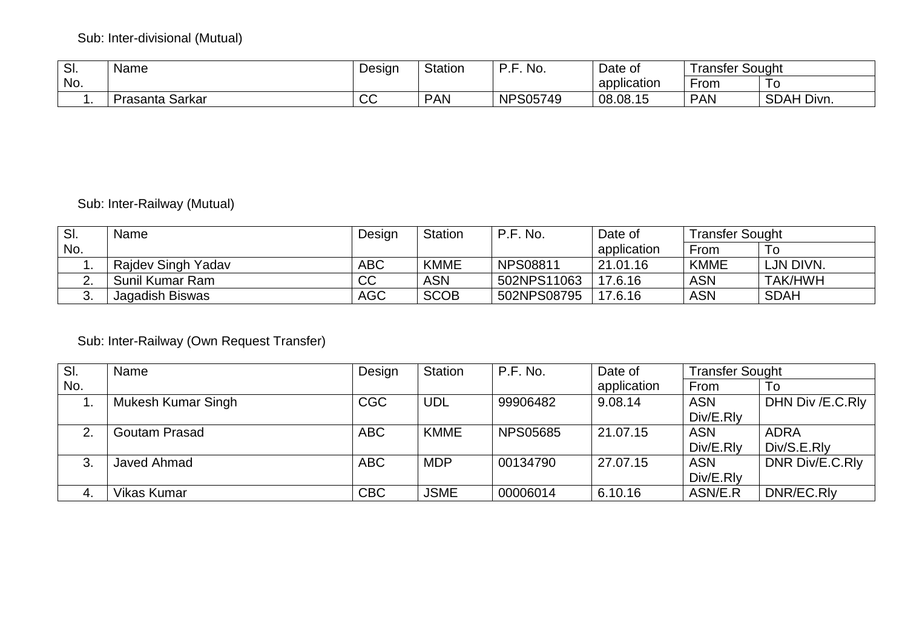Sub: Inter-divisional (Mutual)

| Sl. No. | Name | Design | Station | P.F. No. | Date of application | Transfer Sought | |
|---|---|---|---|---|---|---|---|
| | | | | | | From | To |
| 1. | Prasanta Sarkar | CC | PAN | NPS05749 | 08.08.15 | PAN | SDAH Divn. |

Sub: Inter-Railway (Mutual)

| Sl. No. | Name | Design | Station | P.F. No. | Date of application | Transfer Sought | |
|---|---|---|---|---|---|---|---|
| | | | | | | From | To |
| 1. | Rajdev Singh Yadav | ABC | KMME | NPS08811 | 21.01.16 | KMME | LJN DIVN. |
| 2. | Sunil Kumar Ram | CC | ASN | 502NPS11063 | 17.6.16 | ASN | TAK/HWH |
| 3. | Jagadish Biswas | AGC | SCOB | 502NPS08795 | 17.6.16 | ASN | SDAH |

Sub: Inter-Railway (Own Request Transfer)

| Sl. No. | Name | Design | Station | P.F. No. | Date of application | Transfer Sought | |
|---|---|---|---|---|---|---|---|
| | | | | | | From | To |
| 1. | Mukesh Kumar Singh | CGC | UDL | 99906482 | 9.08.14 | ASN Div/E.Rly | DHN Div /E.C.Rly |
| 2. | Goutam Prasad | ABC | KMME | NPS05685 | 21.07.15 | ASN Div/E.Rly | ADRA Div/S.E.Rly |
| 3. | Javed Ahmad | ABC | MDP | 00134790 | 27.07.15 | ASN Div/E.Rly | DNR Div/E.C.Rly |
| 4. | Vikas Kumar | CBC | JSME | 00006014 | 6.10.16 | ASN/E.R | DNR/EC.Rly |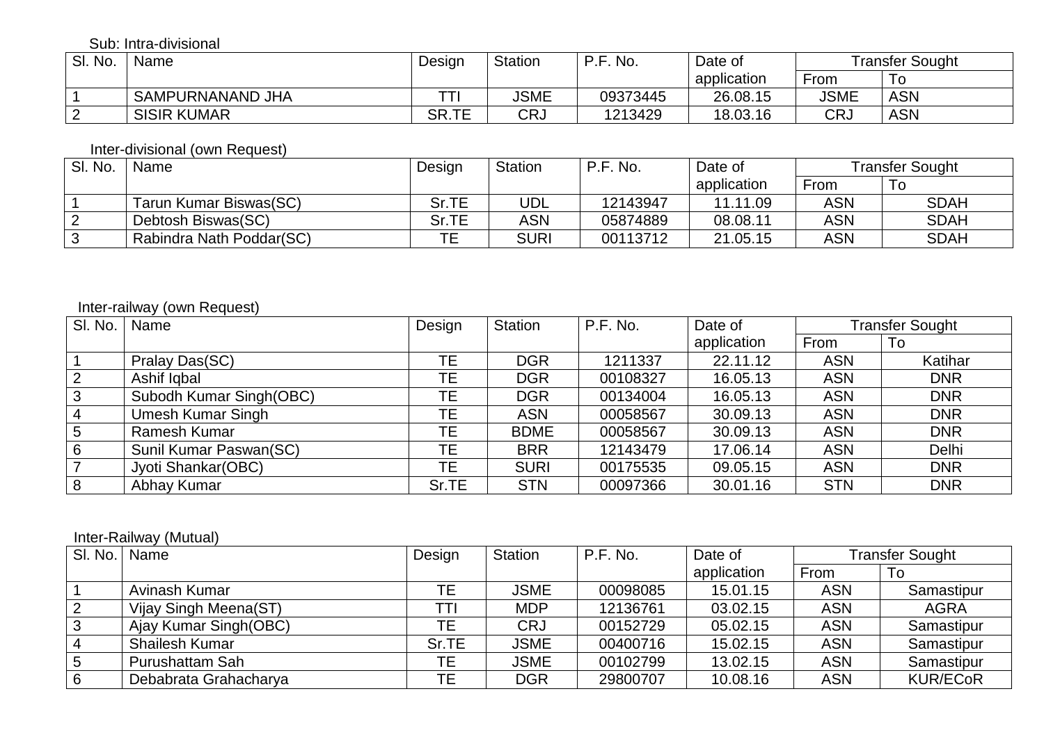Sub: Intra-divisional

| Sl. No. | Name | Design | Station | P.F. No. | Date of application | Transfer Sought | |
|---|---|---|---|---|---|---|---|
| | | | | | | From | To |
| 1 | SAMPURNANAND JHA | TTI | JSME | 09373445 | 26.08.15 | JSME | ASN |
| 2 | SISIR KUMAR | SR.TE | CRJ | 1213429 | 18.03.16 | CRJ | ASN |

Inter-divisional (own Request)

| Sl. No. | Name | Design | Station | P.F. No. | Date of application | Transfer Sought | |
|---|---|---|---|---|---|---|---|
| | | | | | | From | To |
| 1 | Tarun Kumar Biswas(SC) | Sr.TE | UDL | 12143947 | 11.11.09 | ASN | SDAH |
| 2 | Debtosh Biswas(SC) | Sr.TE | ASN | 05874889 | 08.08.11 | ASN | SDAH |
| 3 | Rabindra Nath Poddar(SC) | TE | SURI | 00113712 | 21.05.15 | ASN | SDAH |

Inter-railway (own Request)

| Sl. No. | Name | Design | Station | P.F. No. | Date of application | Transfer Sought | |
|---|---|---|---|---|---|---|---|
| | | | | | | From | To |
| 1 | Pralay Das(SC) | TE | DGR | 1211337 | 22.11.12 | ASN | Katihar |
| 2 | Ashif Iqbal | TE | DGR | 00108327 | 16.05.13 | ASN | DNR |
| 3 | Subodh Kumar Singh(OBC) | TE | DGR | 00134004 | 16.05.13 | ASN | DNR |
| 4 | Umesh Kumar Singh | TE | ASN | 00058567 | 30.09.13 | ASN | DNR |
| 5 | Ramesh Kumar | TE | BDME | 00058567 | 30.09.13 | ASN | DNR |
| 6 | Sunil Kumar Paswan(SC) | TE | BRR | 12143479 | 17.06.14 | ASN | Delhi |
| 7 | Jyoti Shankar(OBC) | TE | SURI | 00175535 | 09.05.15 | ASN | DNR |
| 8 | Abhay Kumar | Sr.TE | STN | 00097366 | 30.01.16 | STN | DNR |

Inter-Railway (Mutual)

| Sl. No. | Name | Design | Station | P.F. No. | Date of application | Transfer Sought | |
|---|---|---|---|---|---|---|---|
| | | | | | | From | To |
| 1 | Avinash Kumar | TE | JSME | 00098085 | 15.01.15 | ASN | Samastipur |
| 2 | Vijay Singh Meena(ST) | TTI | MDP | 12136761 | 03.02.15 | ASN | AGRA |
| 3 | Ajay Kumar Singh(OBC) | TE | CRJ | 00152729 | 05.02.15 | ASN | Samastipur |
| 4 | Shailesh Kumar | Sr.TE | JSME | 00400716 | 15.02.15 | ASN | Samastipur |
| 5 | Purushattam Sah | TE | JSME | 00102799 | 13.02.15 | ASN | Samastipur |
| 6 | Debabrata Grahacharya | TE | DGR | 29800707 | 10.08.16 | ASN | KUR/ECoR |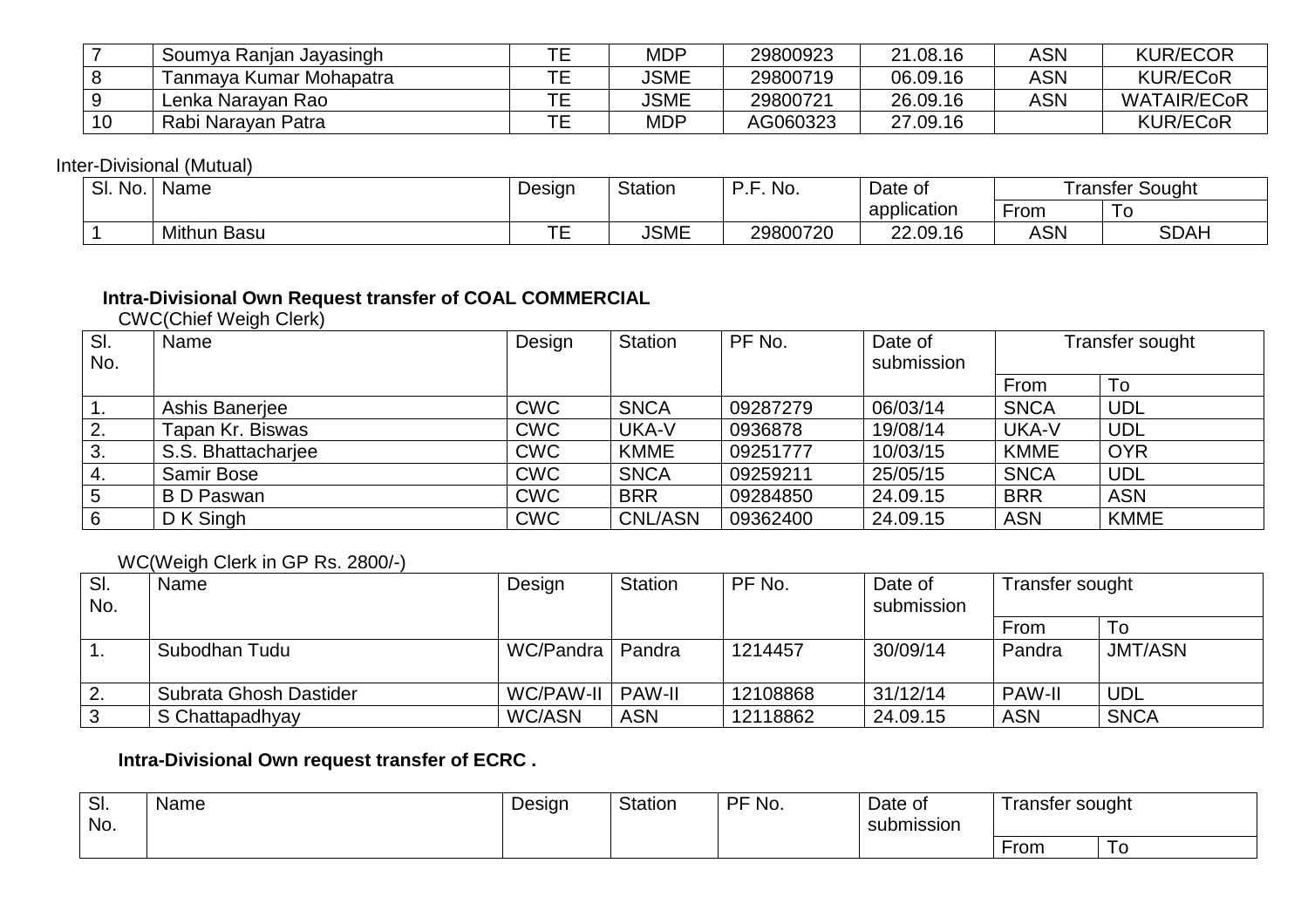| 7 | Soumya Ranjan Jayasingh | TE | MDP | 29800923 | 21.08.16 | ASN | KUR/ECOR |
|---|---|---|---|---|---|---|---|
| 8 | Tanmaya Kumar Mohapatra | TE | JSME | 29800719 | 06.09.16 | ASN | KUR/ECoR |
| 9 | Lenka Narayan Rao | TE | JSME | 29800721 | 26.09.16 | ASN | WATAIR/ECoR |
| 10 | Rabi Narayan Patra | TE | MDP | AG060323 | 27.09.16 | | KUR/ECoR |

Inter-Divisional (Mutual)

| Sl. No. | Name | Design | Station | P.F. No. | Date of application | Transfer Sought | |
|---|---|---|---|---|---|---|---|
| | | | | | | From | To |
| 1 | Mithun Basu | TE | JSME | 29800720 | 22.09.16 | ASN | SDAH |

**Intra-Divisional Own Request transfer of COAL COMMERCIAL**

CWC(Chief Weigh Clerk)

| Sl. No. | Name | Design | Station | PF No. | Date of submission | Transfer sought | |
|---|---|---|---|---|---|---|---|
| | | | | | | From | To |
| 1. | Ashis Banerjee | CWC | SNCA | 09287279 | 06/03/14 | SNCA | UDL |
| 2. | Tapan Kr. Biswas | CWC | UKA-V | 0936878 | 19/08/14 | UKA-V | UDL |
| 3. | S.S. Bhattacharjee | CWC | KMME | 09251777 | 10/03/15 | KMME | OYR |
| 4. | Samir Bose | CWC | SNCA | 09259211 | 25/05/15 | SNCA | UDL |
| 5 | B D Paswan | CWC | BRR | 09284850 | 24.09.15 | BRR | ASN |
| 6 | D K Singh | CWC | CNL/ASN | 09362400 | 24.09.15 | ASN | KMME |

WC(Weigh Clerk in GP Rs. 2800/-)

| Sl. No. | Name | Design | Station | PF No. | Date of submission | Transfer sought | |
|---|---|---|---|---|---|---|---|
| | | | | | | From | To |
| 1. | Subodhan Tudu | WC/Pandra | Pandra | 1214457 | 30/09/14 | Pandra | JMT/ASN |
| 2. | Subrata Ghosh Dastider | WC/PAW-II | PAW-II | 12108868 | 31/12/14 | PAW-II | UDL |
| 3 | S Chattapadhyay | WC/ASN | ASN | 12118862 | 24.09.15 | ASN | SNCA |

**Intra-Divisional Own request transfer of ECRC .**

| Sl. No. | Name | Design | Station | PF No. | Date of submission | Transfer sought | |
|---|---|---|---|---|---|---|---|
| | | | | | | From | To |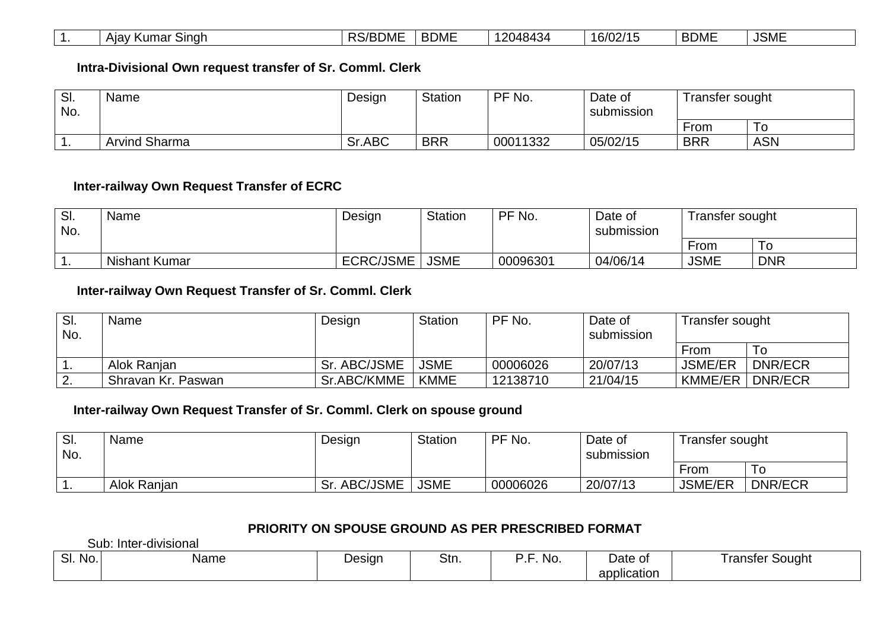| 1. | Ajay Kumar Singh | RS/BDME | BDME | 12048434 | 16/02/15 | BDME | JSME |
|---|---|---|---|---|---|---|---|

**Intra-Divisional Own request transfer of Sr. Comml. Clerk**

| Sl. No. | Name | Design | Station | PF No. | Date of submission | Transfer sought | |
|---|---|---|---|---|---|---|---|
| | | | | | | From | To |
| 1. | Arvind Sharma | Sr.ABC | BRR | 00011332 | 05/02/15 | BRR | ASN |

**Inter-railway Own Request Transfer of ECRC**

| Sl. No. | Name | Design | Station | PF No. | Date of submission | Transfer sought | |
|---|---|---|---|---|---|---|---|
| | | | | | | From | To |
| 1. | Nishant Kumar | ECRC/JSME | JSME | 00096301 | 04/06/14 | JSME | DNR |

**Inter-railway Own Request Transfer of Sr. Comml. Clerk**

| Sl. No. | Name | Design | Station | PF No. | Date of submission | Transfer sought | |
|---|---|---|---|---|---|---|---|
| | | | | | | From | To |
| 1. | Alok Ranjan | Sr. ABC/JSME | JSME | 00006026 | 20/07/13 | JSME/ER | DNR/ECR |
| 2. | Shravan Kr. Paswan | Sr.ABC/KMME | KMME | 12138710 | 21/04/15 | KMME/ER | DNR/ECR |

**Inter-railway Own Request Transfer of Sr. Comml. Clerk on spouse ground**

| Sl. No. | Name | Design | Station | PF No. | Date of submission | Transfer sought | |
|---|---|---|---|---|---|---|---|
| | | | | | | From | To |
| 1. | Alok Ranjan | Sr. ABC/JSME | JSME | 00006026 | 20/07/13 | JSME/ER | DNR/ECR |

**PRIORITY ON SPOUSE GROUND AS PER PRESCRIBED FORMAT**

Sub: Inter-divisional

| Sl. No. | Name | Design | Stn. | P.F. No. | Date of application | Transfer Sought |
|---|---|---|---|---|---|---|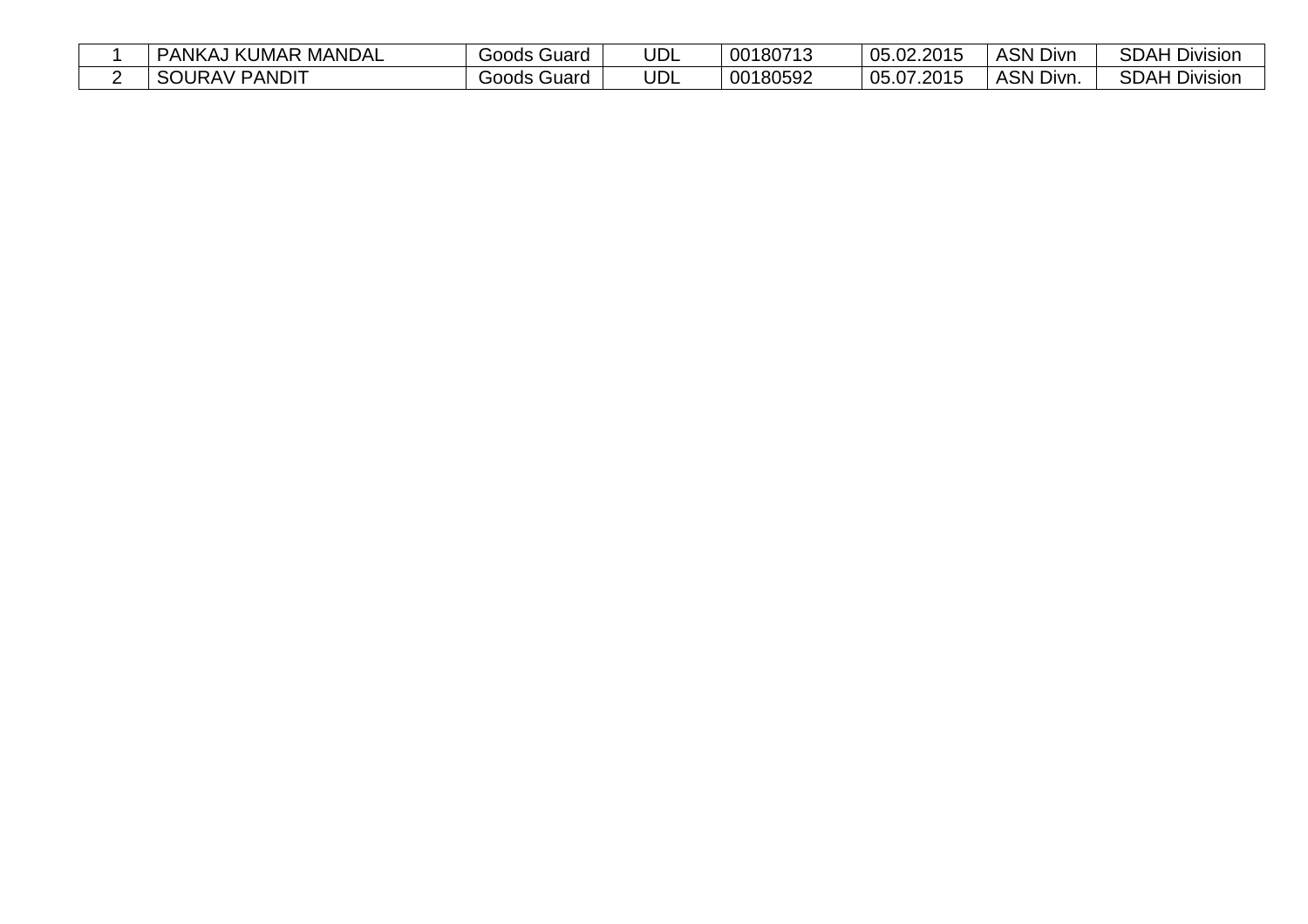| | | | | | | | |
|---|---|---|---|---|---|---|---|
| 1 | PANKAJ KUMAR MANDAL | Goods Guard | UDL | 00180713 | 05.02.2015 | ASN Divn | SDAH Division |
| 2 | SOURAV PANDIT | Goods Guard | UDL | 00180592 | 05.07.2015 | ASN Divn. | SDAH Division |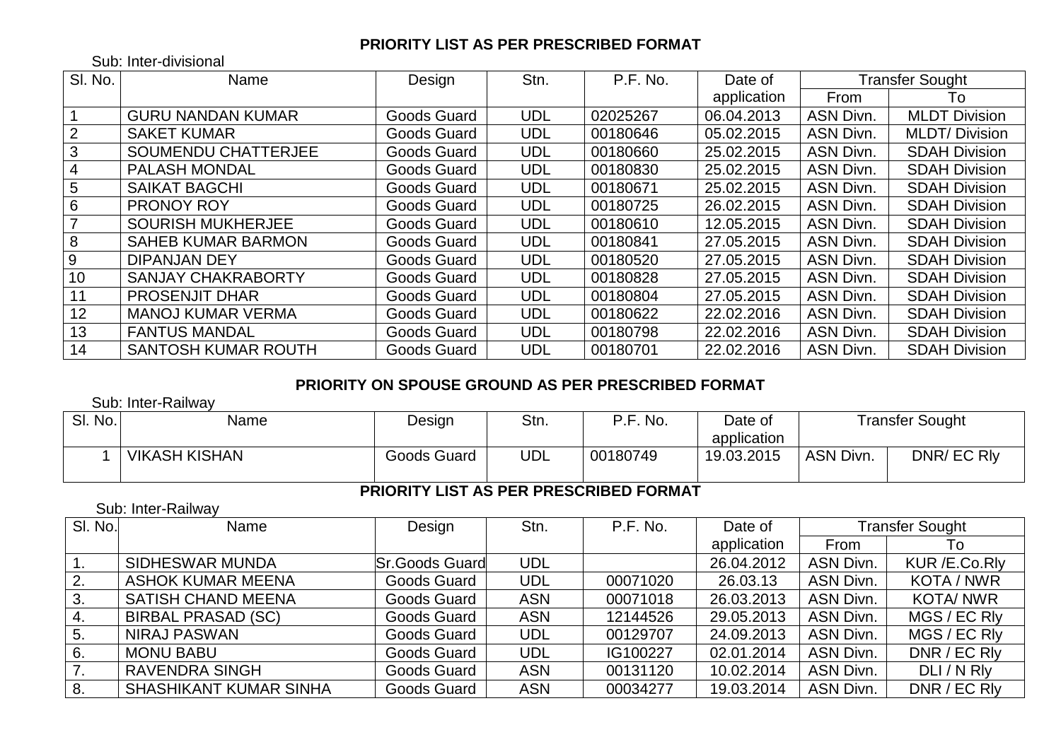**PRIORITY LIST AS PER PRESCRIBED FORMAT**

Sub: Inter-divisional

| Sl. No. | Name | Design | Stn. | P.F. No. | Date of application | Transfer Sought | |
|---|---|---|---|---|---|---|---|
| | | | | | | From | To |
| 1 | GURU NANDAN KUMAR | Goods Guard | UDL | 02025267 | 06.04.2013 | ASN Divn. | MLDT Division |
| 2 | SAKET KUMAR | Goods Guard | UDL | 00180646 | 05.02.2015 | ASN Divn. | MLDT/ Division |
| 3 | SOUMENDU CHATTERJEE | Goods Guard | UDL | 00180660 | 25.02.2015 | ASN Divn. | SDAH Division |
| 4 | PALASH MONDAL | Goods Guard | UDL | 00180830 | 25.02.2015 | ASN Divn. | SDAH Division |
| 5 | SAIKAT BAGCHI | Goods Guard | UDL | 00180671 | 25.02.2015 | ASN Divn. | SDAH Division |
| 6 | PRONOY ROY | Goods Guard | UDL | 00180725 | 26.02.2015 | ASN Divn. | SDAH Division |
| 7 | SOURISH MUKHERJEE | Goods Guard | UDL | 00180610 | 12.05.2015 | ASN Divn. | SDAH Division |
| 8 | SAHEB KUMAR BARMON | Goods Guard | UDL | 00180841 | 27.05.2015 | ASN Divn. | SDAH Division |
| 9 | DIPANJAN DEY | Goods Guard | UDL | 00180520 | 27.05.2015 | ASN Divn. | SDAH Division |
| 10 | SANJAY CHAKRABORTY | Goods Guard | UDL | 00180828 | 27.05.2015 | ASN Divn. | SDAH Division |
| 11 | PROSENJIT DHAR | Goods Guard | UDL | 00180804 | 27.05.2015 | ASN Divn. | SDAH Division |
| 12 | MANOJ KUMAR VERMA | Goods Guard | UDL | 00180622 | 22.02.2016 | ASN Divn. | SDAH Division |
| 13 | FANTUS MANDAL | Goods Guard | UDL | 00180798 | 22.02.2016 | ASN Divn. | SDAH Division |
| 14 | SANTOSH KUMAR ROUTH | Goods Guard | UDL | 00180701 | 22.02.2016 | ASN Divn. | SDAH Division |

**PRIORITY ON SPOUSE GROUND AS PER PRESCRIBED FORMAT**

Sub: Inter-Railway

| Sl. No. | Name | Design | Stn. | P.F. No. | Date of application | Transfer Sought | |
|---|---|---|---|---|---|---|---|
| 1 | VIKASH KISHAN | Goods Guard | UDL | 00180749 | 19.03.2015 | ASN Divn. | DNR/ EC Rly |

**PRIORITY LIST AS PER PRESCRIBED FORMAT**

Sub: Inter-Railway

| Sl. No. | Name | Design | Stn. | P.F. No. | Date of application | Transfer Sought | |
|---|---|---|---|---|---|---|---|
| | | | | | | From | To |
| 1. | SIDHESWAR MUNDA | Sr.Goods Guard | UDL | | 26.04.2012 | ASN Divn. | KUR /E.Co.Rly |
| 2. | ASHOK KUMAR MEENA | Goods Guard | UDL | 00071020 | 26.03.13 | ASN Divn. | KOTA / NWR |
| 3. | SATISH CHAND MEENA | Goods Guard | UDL | 00071018 | 26.03.2013 | ASN Divn. | KOTA/ NWR |
| 4. | BIRBAL PRASAD (SC) | Goods Guard | ASN | 12144526 | 29.05.2013 | ASN Divn. | MGS / EC Rly |
| 5. | NIRAJ PASWAN | Goods Guard | UDL | 00129707 | 24.09.2013 | ASN Divn. | MGS / EC Rly |
| 6. | MONU BABU | Goods Guard | UDL | IG100227 | 02.01.2014 | ASN Divn. | DNR / EC Rly |
| 7. | RAVENDRA SINGH | Goods Guard | ASN | 00131120 | 10.02.2014 | ASN Divn. | DLI / N Rly |
| 8. | SHASHIKANT KUMAR SINHA | Goods Guard | ASN | 00034277 | 19.03.2014 | ASN Divn. | DNR / EC Rly |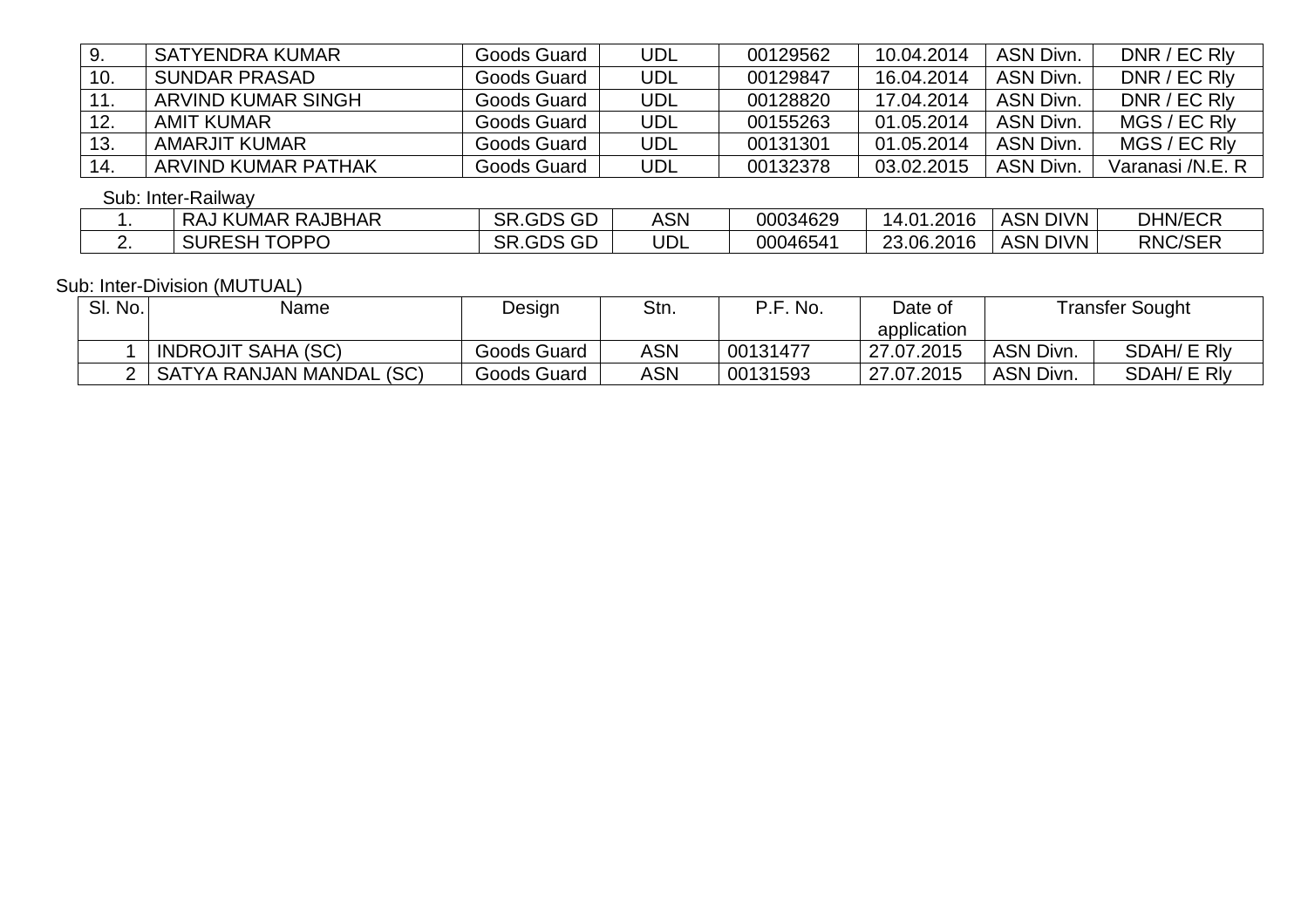| 9. | SATYENDRA KUMAR | Goods Guard | UDL | 00129562 | 10.04.2014 | ASN Divn. | DNR / EC Rly |
|---|---|---|---|---|---|---|---|
| 10. | SUNDAR PRASAD | Goods Guard | UDL | 00129847 | 16.04.2014 | ASN Divn. | DNR / EC Rly |
| 11. | ARVIND KUMAR SINGH | Goods Guard | UDL | 00128820 | 17.04.2014 | ASN Divn. | DNR / EC Rly |
| 12. | AMIT KUMAR | Goods Guard | UDL | 00155263 | 01.05.2014 | ASN Divn. | MGS / EC Rly |
| 13. | AMARJIT KUMAR | Goods Guard | UDL | 00131301 | 01.05.2014 | ASN Divn. | MGS / EC Rly |
| 14. | ARVIND KUMAR PATHAK | Goods Guard | UDL | 00132378 | 03.02.2015 | ASN Divn. | Varanasi /N.E. R |

Sub: Inter-Railway

| 1. | RAJ KUMAR RAJBHAR | SR.GDS GD | ASN | 00034629 | 14.01.2016 | ASN DIVN | DHN/ECR |
|---|---|---|---|---|---|---|---|
| 2. | SURESH TOPPO | SR.GDS GD | UDL | 00046541 | 23.06.2016 | ASN DIVN | RNC/SER |

Sub: Inter-Division (MUTUAL)

| Sl. No. | Name | Design | Stn. | P.F. No. | Date of application | Transfer Sought | |
|---|---|---|---|---|---|---|---|
| 1 | INDROJIT SAHA (SC) | Goods Guard | ASN | 00131477 | 27.07.2015 | ASN Divn. | SDAH/ E Rly |
| 2 | SATYA RANJAN MANDAL (SC) | Goods Guard | ASN | 00131593 | 27.07.2015 | ASN Divn. | SDAH/ E Rly |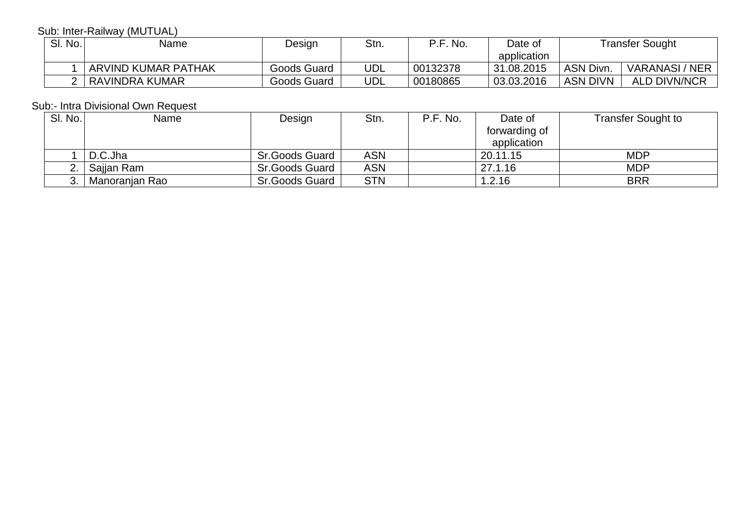Sub: Inter-Railway (MUTUAL)

| Sl. No. | Name | Design | Stn. | P.F. No. | Date of application | Transfer Sought | |
|---|---|---|---|---|---|---|---|
| 1 | ARVIND KUMAR PATHAK | Goods Guard | UDL | 00132378 | 31.08.2015 | ASN Divn. | VARANASI / NER |
| 2 | RAVINDRA KUMAR | Goods Guard | UDL | 00180865 | 03.03.2016 | ASN DIVN | ALD DIVN/NCR |

Sub:- Intra Divisional Own Request

| Sl. No. | Name | Design | Stn. | P.F. No. | Date of forwarding of application | Transfer Sought to |
|---|---|---|---|---|---|---|
| 1 | D.C.Jha | Sr.Goods Guard | ASN | | 20.11.15 | MDP |
| 2. | Sajjan Ram | Sr.Goods Guard | ASN | | 27.1.16 | MDP |
| 3. | Manoranjan Rao | Sr.Goods Guard | STN | | 1.2.16 | BRR |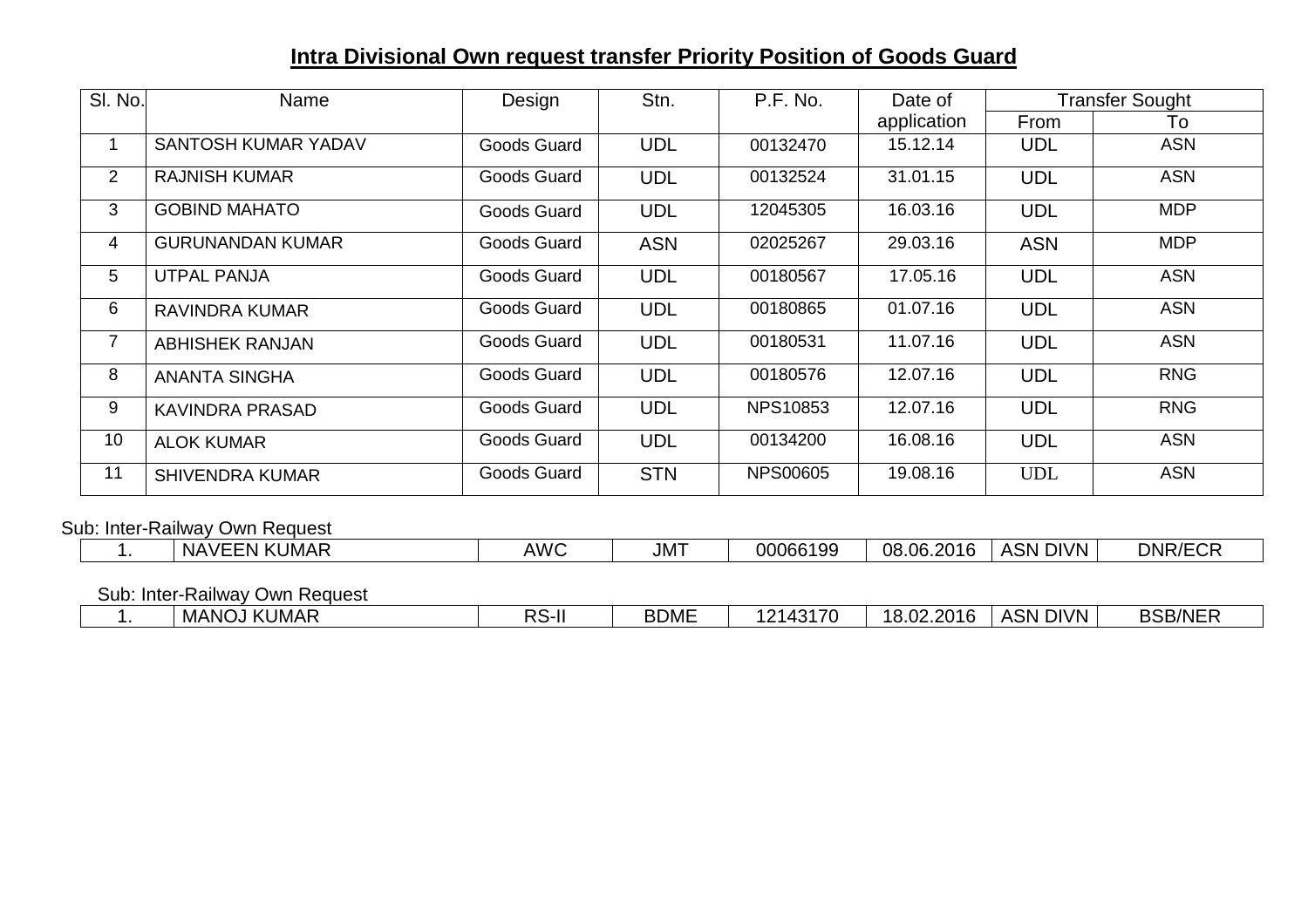# Intra Divisional Own request transfer Priority Position of Goods Guard

| Sl. No. | Name | Design | Stn. | P.F. No. | Date of application | Transfer Sought | |
|---|---|---|---|---|---|---|---|
| | | | | | | From | To |
| 1 | SANTOSH KUMAR YADAV | Goods Guard | UDL | 00132470 | 15.12.14 | UDL | ASN |
| 2 | RAJNISH KUMAR | Goods Guard | UDL | 00132524 | 31.01.15 | UDL | ASN |
| 3 | GOBIND MAHATO | Goods Guard | UDL | 12045305 | 16.03.16 | UDL | MDP |
| 4 | GURUNANDAN KUMAR | Goods Guard | ASN | 02025267 | 29.03.16 | ASN | MDP |
| 5 | UTPAL PANJA | Goods Guard | UDL | 00180567 | 17.05.16 | UDL | ASN |
| 6 | RAVINDRA KUMAR | Goods Guard | UDL | 00180865 | 01.07.16 | UDL | ASN |
| 7 | ABHISHEK RANJAN | Goods Guard | UDL | 00180531 | 11.07.16 | UDL | ASN |
| 8 | ANANTA SINGHA | Goods Guard | UDL | 00180576 | 12.07.16 | UDL | RNG |
| 9 | KAVINDRA PRASAD | Goods Guard | UDL | NPS10853 | 12.07.16 | UDL | RNG |
| 10 | ALOK KUMAR | Goods Guard | UDL | 00134200 | 16.08.16 | UDL | ASN |
| 11 | SHIVENDRA KUMAR | Goods Guard | STN | NPS00605 | 19.08.16 | UDL | ASN |

Sub: Inter-Railway Own Request

| | | | | | | | |
|---|---|---|---|---|---|---|---|
| 1. | NAVEEN KUMAR | AWC | JMT | 00066199 | 08.06.2016 | ASN DIVN | DNR/ECR |

Sub: Inter-Railway Own Request

| | | | | | | | |
|---|---|---|---|---|---|---|---|
| 1. | MANOJ KUMAR | RS-II | BDME | 12143170 | 18.02.2016 | ASN DIVN | BSB/NER |